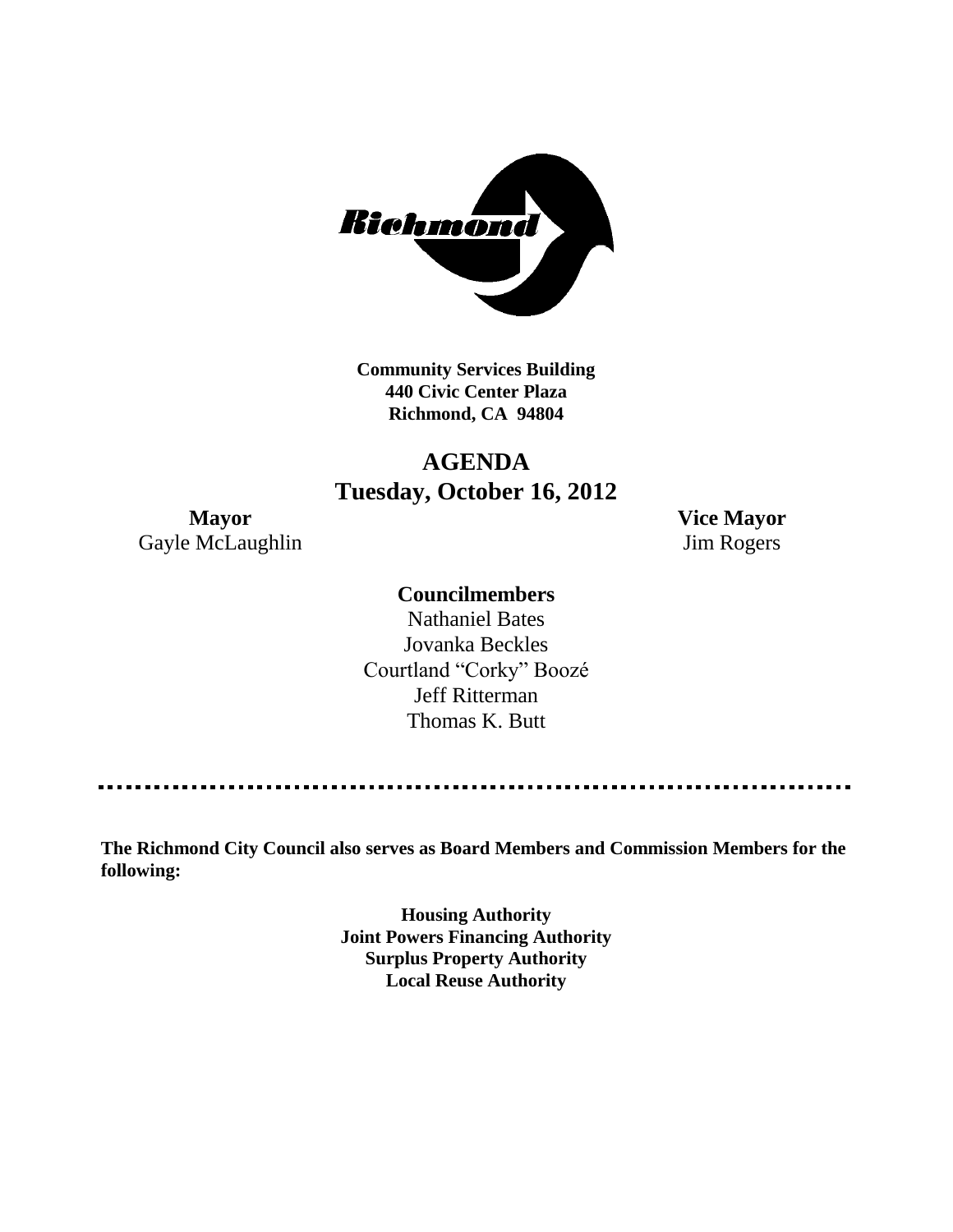**Community Services Building**
**440 Civic Center Plaza**
**Richmond, CA 94804**

# AGENDA
## Tuesday, October 16, 2012

**Mayor**
Gayle McLaughlin

**Vice Mayor**
Jim Rogers

**Councilmembers**

Nathaniel Bates
Jovanka Beckles
Courtland "Corky" Boozé
Jeff Ritterman
Thomas K. Butt

---

**The Richmond City Council also serves as Board Members and Commission Members for the following:**

**Housing Authority**
**Joint Powers Financing Authority**
**Surplus Property Authority**
**Local Reuse Authority**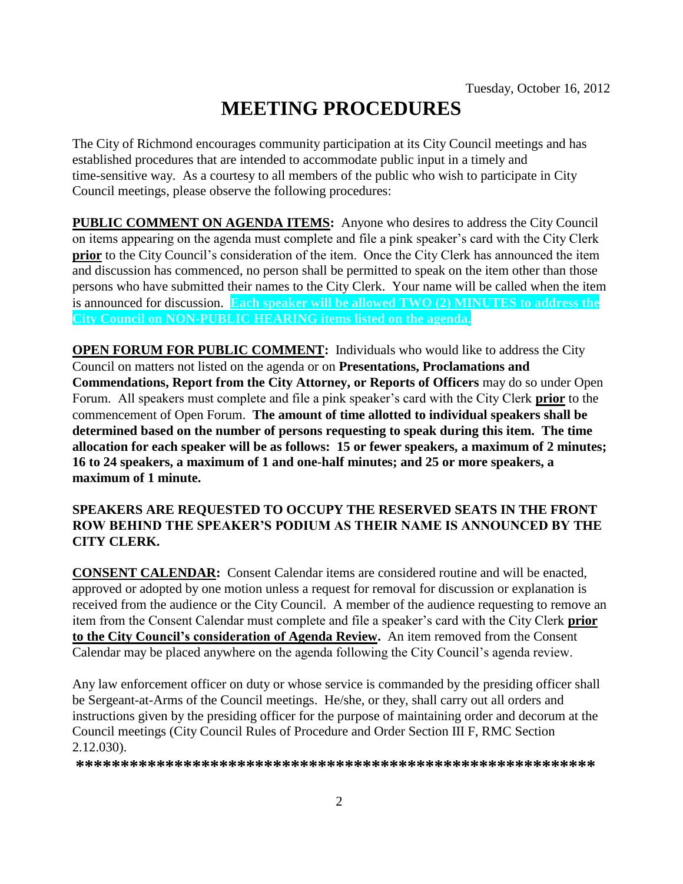Tuesday, October 16, 2012

# MEETING PROCEDURES

The City of Richmond encourages community participation at its City Council meetings and has established procedures that are intended to accommodate public input in a timely and time-sensitive way. As a courtesy to all members of the public who wish to participate in City Council meetings, please observe the following procedures:

**PUBLIC COMMENT ON AGENDA ITEMS:** Anyone who desires to address the City Council on items appearing on the agenda must complete and file a pink speaker's card with the City Clerk **prior** to the City Council's consideration of the item. Once the City Clerk has announced the item and discussion has commenced, no person shall be permitted to speak on the item other than those persons who have submitted their names to the City Clerk. Your name will be called when the item is announced for discussion. **Each speaker will be allowed TWO (2) MINUTES to address the City Council on NON-PUBLIC HEARING items listed on the agenda.**

**OPEN FORUM FOR PUBLIC COMMENT:** Individuals who would like to address the City Council on matters not listed on the agenda or on **Presentations, Proclamations and Commendations, Report from the City Attorney, or Reports of Officers** may do so under Open Forum. All speakers must complete and file a pink speaker's card with the City Clerk **prior** to the commencement of Open Forum. **The amount of time allotted to individual speakers shall be determined based on the number of persons requesting to speak during this item. The time allocation for each speaker will be as follows: 15 or fewer speakers, a maximum of 2 minutes; 16 to 24 speakers, a maximum of 1 and one-half minutes; and 25 or more speakers, a maximum of 1 minute.**

**SPEAKERS ARE REQUESTED TO OCCUPY THE RESERVED SEATS IN THE FRONT ROW BEHIND THE SPEAKER'S PODIUM AS THEIR NAME IS ANNOUNCED BY THE CITY CLERK.**

**CONSENT CALENDAR:** Consent Calendar items are considered routine and will be enacted, approved or adopted by one motion unless a request for removal for discussion or explanation is received from the audience or the City Council. A member of the audience requesting to remove an item from the Consent Calendar must complete and file a speaker's card with the City Clerk **prior to the City Council's consideration of Agenda Review.** An item removed from the Consent Calendar may be placed anywhere on the agenda following the City Council's agenda review.

Any law enforcement officer on duty or whose service is commanded by the presiding officer shall be Sergeant-at-Arms of the Council meetings. He/she, or they, shall carry out all orders and instructions given by the presiding officer for the purpose of maintaining order and decorum at the Council meetings (City Council Rules of Procedure and Order Section III F, RMC Section 2.12.030).

**\*\*\*\*\*\*\*\*\*\*\*\*\*\*\*\*\*\*\*\*\*\*\*\*\*\*\*\*\*\*\*\*\*\*\*\*\*\*\*\*\*\*\*\*\*\*\*\*\*\*\*\*\*\*\*\*\*\*\*\*\***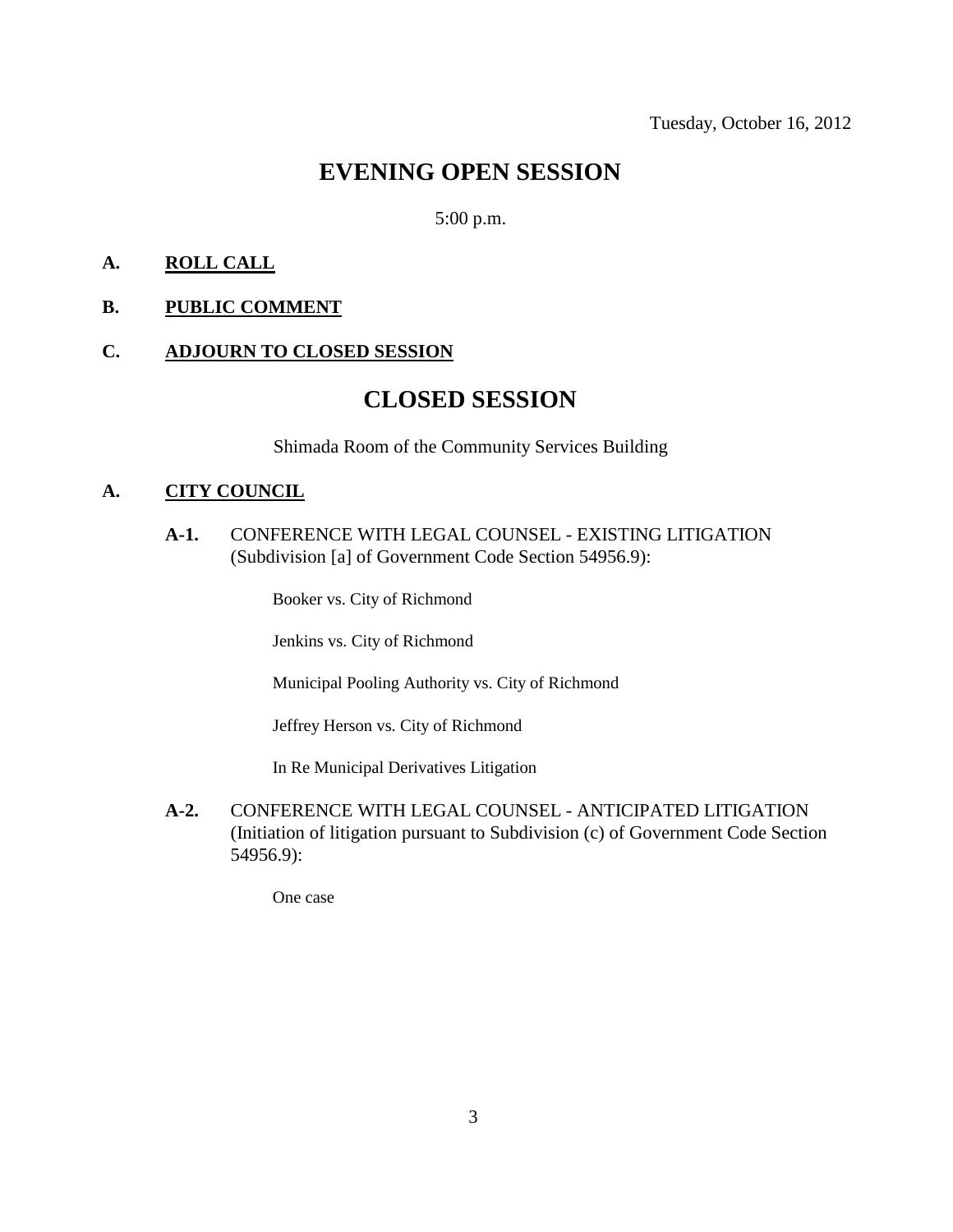Tuesday, October 16, 2012

# EVENING OPEN SESSION

5:00 p.m.

**A. ROLL CALL**

**B. PUBLIC COMMENT**

**C. ADJOURN TO CLOSED SESSION**

# CLOSED SESSION

Shimada Room of the Community Services Building

**A. CITY COUNCIL**

**A-1.** CONFERENCE WITH LEGAL COUNSEL - EXISTING LITIGATION (Subdivision [a] of Government Code Section 54956.9):

Booker vs. City of Richmond

Jenkins vs. City of Richmond

Municipal Pooling Authority vs. City of Richmond

Jeffrey Herson vs. City of Richmond

In Re Municipal Derivatives Litigation

**A-2.** CONFERENCE WITH LEGAL COUNSEL - ANTICIPATED LITIGATION (Initiation of litigation pursuant to Subdivision (c) of Government Code Section 54956.9):

One case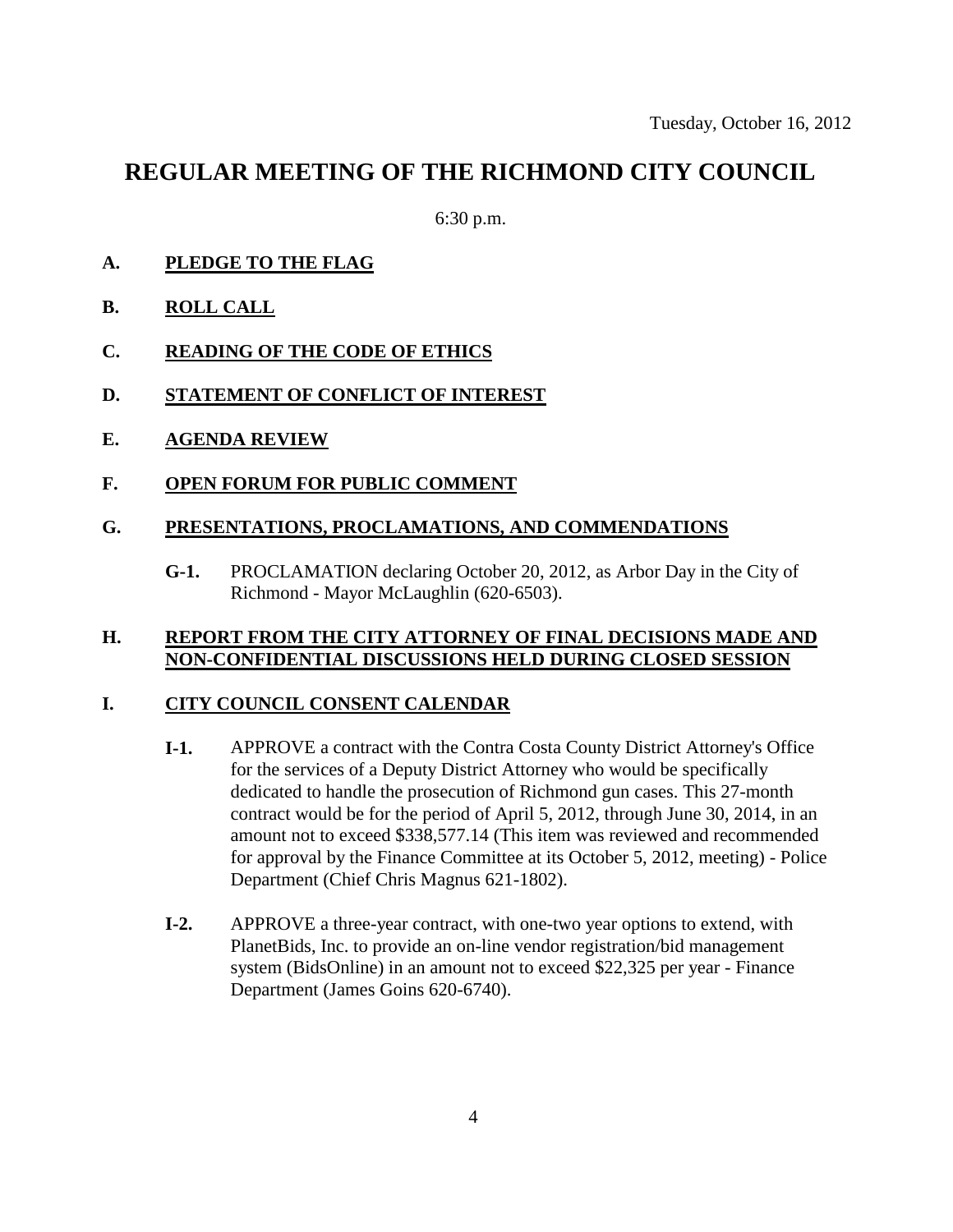Tuesday, October 16, 2012

# REGULAR MEETING OF THE RICHMOND CITY COUNCIL

6:30 p.m.

**A. PLEDGE TO THE FLAG**

**B. ROLL CALL**

**C. READING OF THE CODE OF ETHICS**

**D. STATEMENT OF CONFLICT OF INTEREST**

**E. AGENDA REVIEW**

**F. OPEN FORUM FOR PUBLIC COMMENT**

**G. PRESENTATIONS, PROCLAMATIONS, AND COMMENDATIONS**

**G-1.** PROCLAMATION declaring October 20, 2012, as Arbor Day in the City of Richmond - Mayor McLaughlin (620-6503).

**H. REPORT FROM THE CITY ATTORNEY OF FINAL DECISIONS MADE AND NON-CONFIDENTIAL DISCUSSIONS HELD DURING CLOSED SESSION**

**I. CITY COUNCIL CONSENT CALENDAR**

**I-1.** APPROVE a contract with the Contra Costa County District Attorney's Office for the services of a Deputy District Attorney who would be specifically dedicated to handle the prosecution of Richmond gun cases. This 27-month contract would be for the period of April 5, 2012, through June 30, 2014, in an amount not to exceed $338,577.14 (This item was reviewed and recommended for approval by the Finance Committee at its October 5, 2012, meeting) - Police Department (Chief Chris Magnus 621-1802).

**I-2.** APPROVE a three-year contract, with one-two year options to extend, with PlanetBids, Inc. to provide an on-line vendor registration/bid management system (BidsOnline) in an amount not to exceed $22,325 per year - Finance Department (James Goins 620-6740).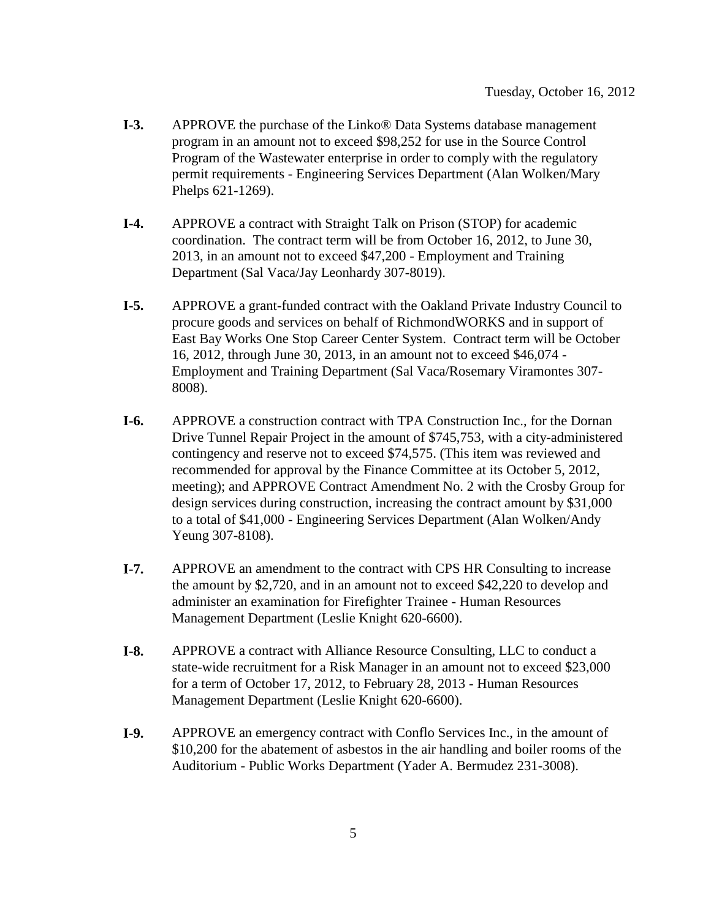Tuesday, October 16, 2012

**I-3.** APPROVE the purchase of the Linko® Data Systems database management program in an amount not to exceed $98,252 for use in the Source Control Program of the Wastewater enterprise in order to comply with the regulatory permit requirements - Engineering Services Department (Alan Wolken/Mary Phelps 621-1269).

**I-4.** APPROVE a contract with Straight Talk on Prison (STOP) for academic coordination. The contract term will be from October 16, 2012, to June 30, 2013, in an amount not to exceed $47,200 - Employment and Training Department (Sal Vaca/Jay Leonhardy 307-8019).

**I-5.** APPROVE a grant-funded contract with the Oakland Private Industry Council to procure goods and services on behalf of RichmondWORKS and in support of East Bay Works One Stop Career Center System. Contract term will be October 16, 2012, through June 30, 2013, in an amount not to exceed $46,074 - Employment and Training Department (Sal Vaca/Rosemary Viramontes 307-8008).

**I-6.** APPROVE a construction contract with TPA Construction Inc., for the Dornan Drive Tunnel Repair Project in the amount of $745,753, with a city-administered contingency and reserve not to exceed $74,575. (This item was reviewed and recommended for approval by the Finance Committee at its October 5, 2012, meeting); and APPROVE Contract Amendment No. 2 with the Crosby Group for design services during construction, increasing the contract amount by $31,000 to a total of $41,000 - Engineering Services Department (Alan Wolken/Andy Yeung 307-8108).

**I-7.** APPROVE an amendment to the contract with CPS HR Consulting to increase the amount by $2,720, and in an amount not to exceed $42,220 to develop and administer an examination for Firefighter Trainee - Human Resources Management Department (Leslie Knight 620-6600).

**I-8.** APPROVE a contract with Alliance Resource Consulting, LLC to conduct a state-wide recruitment for a Risk Manager in an amount not to exceed $23,000 for a term of October 17, 2012, to February 28, 2013 - Human Resources Management Department (Leslie Knight 620-6600).

**I-9.** APPROVE an emergency contract with Conflo Services Inc., in the amount of $10,200 for the abatement of asbestos in the air handling and boiler rooms of the Auditorium - Public Works Department (Yader A. Bermudez 231-3008).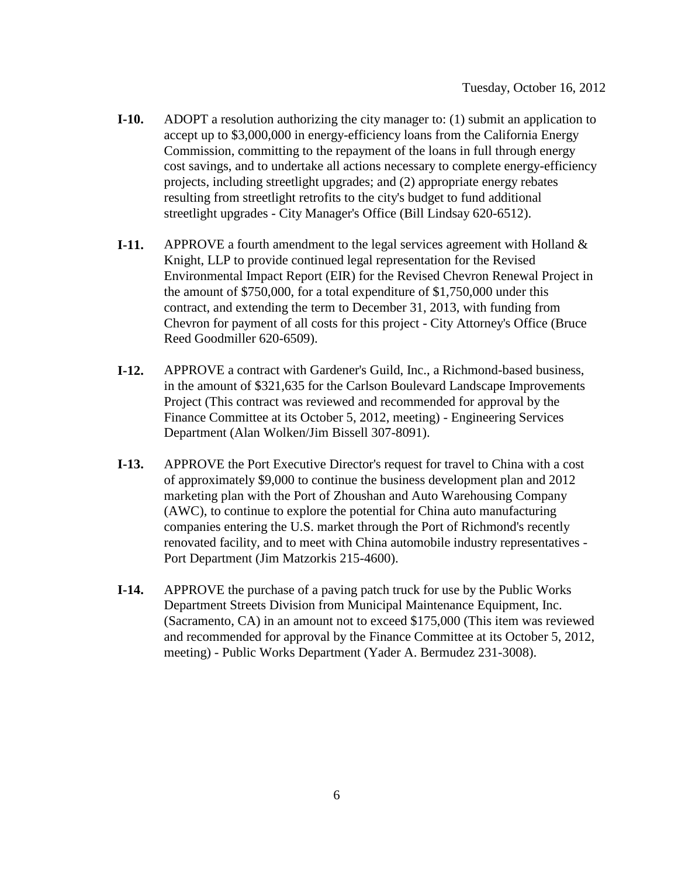**I-10.** ADOPT a resolution authorizing the city manager to: (1) submit an application to accept up to $3,000,000 in energy-efficiency loans from the California Energy Commission, committing to the repayment of the loans in full through energy cost savings, and to undertake all actions necessary to complete energy-efficiency projects, including streetlight upgrades; and (2) appropriate energy rebates resulting from streetlight retrofits to the city's budget to fund additional streetlight upgrades - City Manager's Office (Bill Lindsay 620-6512).

**I-11.** APPROVE a fourth amendment to the legal services agreement with Holland & Knight, LLP to provide continued legal representation for the Revised Environmental Impact Report (EIR) for the Revised Chevron Renewal Project in the amount of $750,000, for a total expenditure of $1,750,000 under this contract, and extending the term to December 31, 2013, with funding from Chevron for payment of all costs for this project - City Attorney's Office (Bruce Reed Goodmiller 620-6509).

**I-12.** APPROVE a contract with Gardener's Guild, Inc., a Richmond-based business, in the amount of $321,635 for the Carlson Boulevard Landscape Improvements Project (This contract was reviewed and recommended for approval by the Finance Committee at its October 5, 2012, meeting) - Engineering Services Department (Alan Wolken/Jim Bissell 307-8091).

**I-13.** APPROVE the Port Executive Director's request for travel to China with a cost of approximately $9,000 to continue the business development plan and 2012 marketing plan with the Port of Zhoushan and Auto Warehousing Company (AWC), to continue to explore the potential for China auto manufacturing companies entering the U.S. market through the Port of Richmond's recently renovated facility, and to meet with China automobile industry representatives - Port Department (Jim Matzorkis 215-4600).

**I-14.** APPROVE the purchase of a paving patch truck for use by the Public Works Department Streets Division from Municipal Maintenance Equipment, Inc. (Sacramento, CA) in an amount not to exceed $175,000 (This item was reviewed and recommended for approval by the Finance Committee at its October 5, 2012, meeting) - Public Works Department (Yader A. Bermudez 231-3008).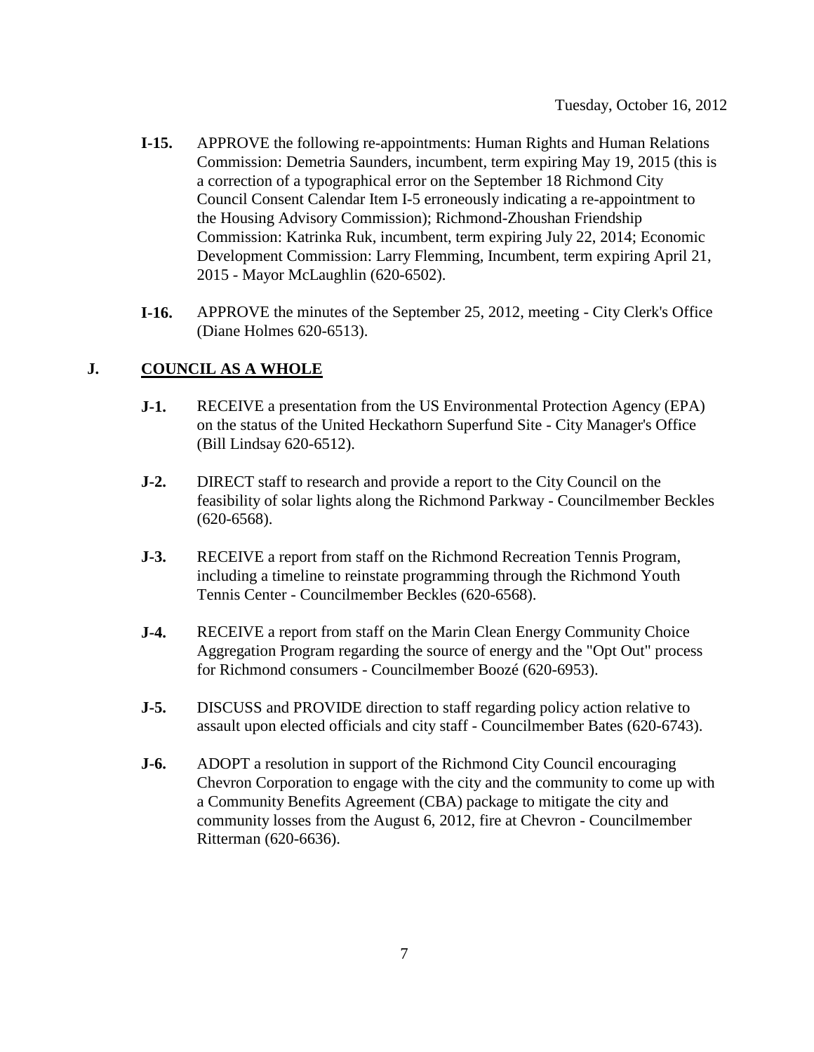- **I-15.** APPROVE the following re-appointments: Human Rights and Human Relations Commission: Demetria Saunders, incumbent, term expiring May 19, 2015 (this is a correction of a typographical error on the September 18 Richmond City Council Consent Calendar Item I-5 erroneously indicating a re-appointment to the Housing Advisory Commission); Richmond-Zhoushan Friendship Commission: Katrinka Ruk, incumbent, term expiring July 22, 2014; Economic Development Commission: Larry Flemming, Incumbent, term expiring April 21, 2015 - Mayor McLaughlin (620-6502).

- **I-16.** APPROVE the minutes of the September 25, 2012, meeting - City Clerk's Office (Diane Holmes 620-6513).

## J. COUNCIL AS A WHOLE

- **J-1.** RECEIVE a presentation from the US Environmental Protection Agency (EPA) on the status of the United Heckathorn Superfund Site - City Manager's Office (Bill Lindsay 620-6512).

- **J-2.** DIRECT staff to research and provide a report to the City Council on the feasibility of solar lights along the Richmond Parkway - Councilmember Beckles (620-6568).

- **J-3.** RECEIVE a report from staff on the Richmond Recreation Tennis Program, including a timeline to reinstate programming through the Richmond Youth Tennis Center - Councilmember Beckles (620-6568).

- **J-4.** RECEIVE a report from staff on the Marin Clean Energy Community Choice Aggregation Program regarding the source of energy and the "Opt Out" process for Richmond consumers - Councilmember Boozé (620-6953).

- **J-5.** DISCUSS and PROVIDE direction to staff regarding policy action relative to assault upon elected officials and city staff - Councilmember Bates (620-6743).

- **J-6.** ADOPT a resolution in support of the Richmond City Council encouraging Chevron Corporation to engage with the city and the community to come up with a Community Benefits Agreement (CBA) package to mitigate the city and community losses from the August 6, 2012, fire at Chevron - Councilmember Ritterman (620-6636).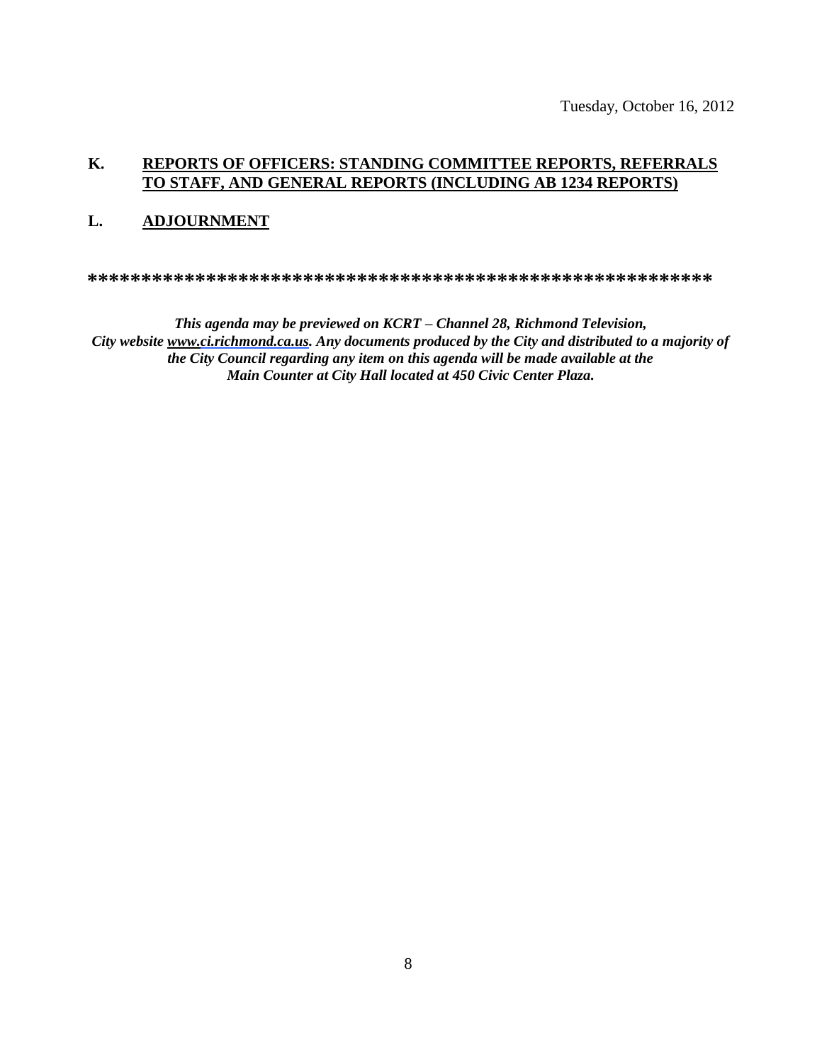Tuesday, October 16, 2012

**K. REPORTS OF OFFICERS: STANDING COMMITTEE REPORTS, REFERRALS TO STAFF, AND GENERAL REPORTS (INCLUDING AB 1234 REPORTS)**

**L. ADJOURNMENT**

**\*\*\*\*\*\*\*\*\*\*\*\*\*\*\*\*\*\*\*\*\*\*\*\*\*\*\*\*\*\*\*\*\*\*\*\*\*\*\*\*\*\*\*\*\*\*\*\*\*\*\*\*\*\*\*\*\*\*\***

***This agenda may be previewed on KCRT – Channel 28, Richmond Television, City website www.ci.richmond.ca.us. Any documents produced by the City and distributed to a majority of the City Council regarding any item on this agenda will be made available at the Main Counter at City Hall located at 450 Civic Center Plaza.***